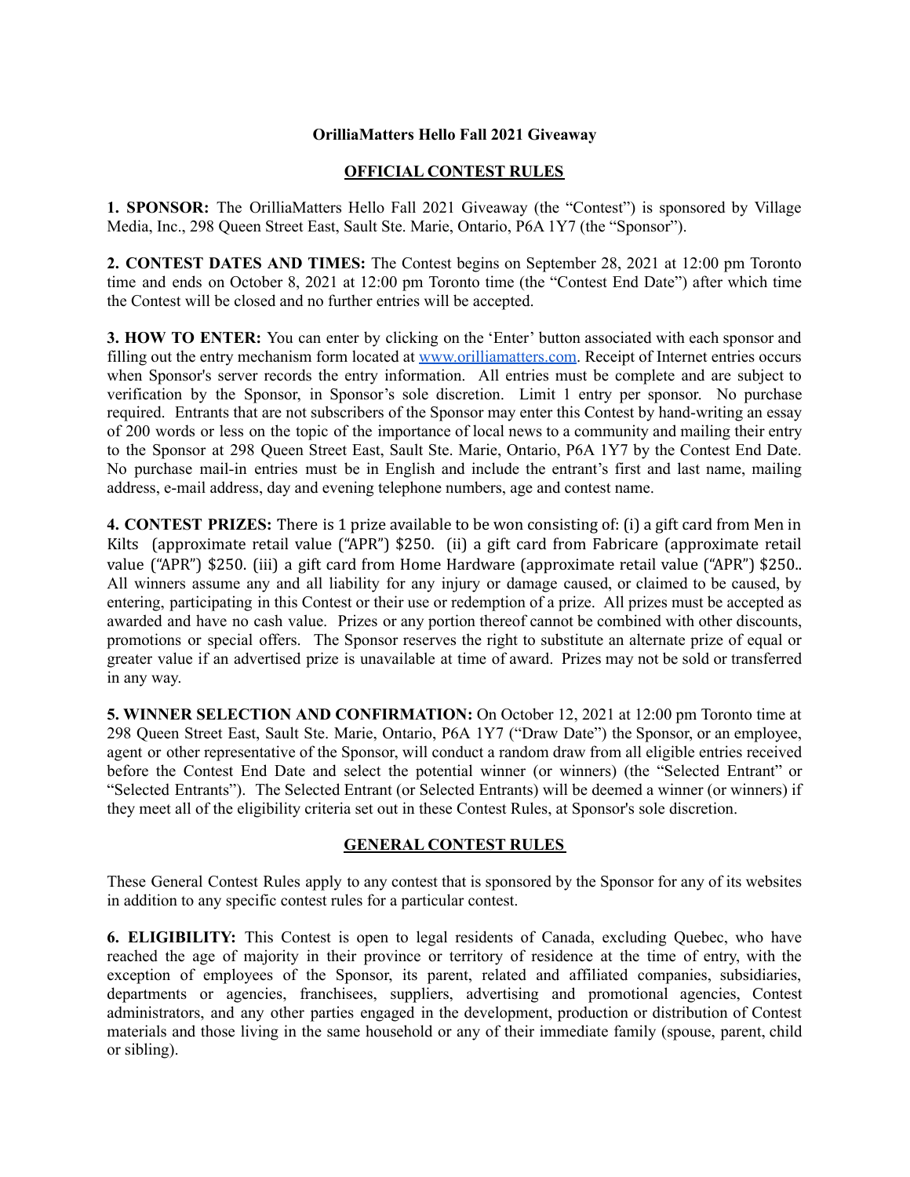**OrilliaMatters Hello Fall 2021 Giveaway**

**OFFICIAL CONTEST RULES**

**1. SPONSOR:** The OrilliaMatters Hello Fall 2021 Giveaway (the "Contest") is sponsored by Village Media, Inc., 298 Queen Street East, Sault Ste. Marie, Ontario, P6A 1Y7 (the "Sponsor").

**2. CONTEST DATES AND TIMES:** The Contest begins on September 28, 2021 at 12:00 pm Toronto time and ends on October 8, 2021 at 12:00 pm Toronto time (the "Contest End Date") after which time the Contest will be closed and no further entries will be accepted.

**3. HOW TO ENTER:** You can enter by clicking on the 'Enter' button associated with each sponsor and filling out the entry mechanism form located at [www.orilliamatters.com](http://www.orilliamatters.com). Receipt of Internet entries occurs when Sponsor's server records the entry information. All entries must be complete and are subject to verification by the Sponsor, in Sponsor's sole discretion. Limit 1 entry per sponsor. No purchase required. Entrants that are not subscribers of the Sponsor may enter this Contest by hand-writing an essay of 200 words or less on the topic of the importance of local news to a community and mailing their entry to the Sponsor at 298 Queen Street East, Sault Ste. Marie, Ontario, P6A 1Y7 by the Contest End Date. No purchase mail-in entries must be in English and include the entrant's first and last name, mailing address, e-mail address, day and evening telephone numbers, age and contest name.

**4. CONTEST PRIZES:** There is 1 prize available to be won consisting of: (i) a gift card from Men in Kilts (approximate retail value ("APR") $250. (ii) a gift card from Fabricare (approximate retail value ("APR") $250. (iii) a gift card from Home Hardware (approximate retail value ("APR") $250.. All winners assume any and all liability for any injury or damage caused, or claimed to be caused, by entering, participating in this Contest or their use or redemption of a prize. All prizes must be accepted as awarded and have no cash value. Prizes or any portion thereof cannot be combined with other discounts, promotions or special offers. The Sponsor reserves the right to substitute an alternate prize of equal or greater value if an advertised prize is unavailable at time of award. Prizes may not be sold or transferred in any way.

**5. WINNER SELECTION AND CONFIRMATION:** On October 12, 2021 at 12:00 pm Toronto time at 298 Queen Street East, Sault Ste. Marie, Ontario, P6A 1Y7 ("Draw Date") the Sponsor, or an employee, agent or other representative of the Sponsor, will conduct a random draw from all eligible entries received before the Contest End Date and select the potential winner (or winners) (the "Selected Entrant" or "Selected Entrants"). The Selected Entrant (or Selected Entrants) will be deemed a winner (or winners) if they meet all of the eligibility criteria set out in these Contest Rules, at Sponsor's sole discretion.

**GENERAL CONTEST RULES**

These General Contest Rules apply to any contest that is sponsored by the Sponsor for any of its websites in addition to any specific contest rules for a particular contest.

**6. ELIGIBILITY:** This Contest is open to legal residents of Canada, excluding Quebec, who have reached the age of majority in their province or territory of residence at the time of entry, with the exception of employees of the Sponsor, its parent, related and affiliated companies, subsidiaries, departments or agencies, franchisees, suppliers, advertising and promotional agencies, Contest administrators, and any other parties engaged in the development, production or distribution of Contest materials and those living in the same household or any of their immediate family (spouse, parent, child or sibling).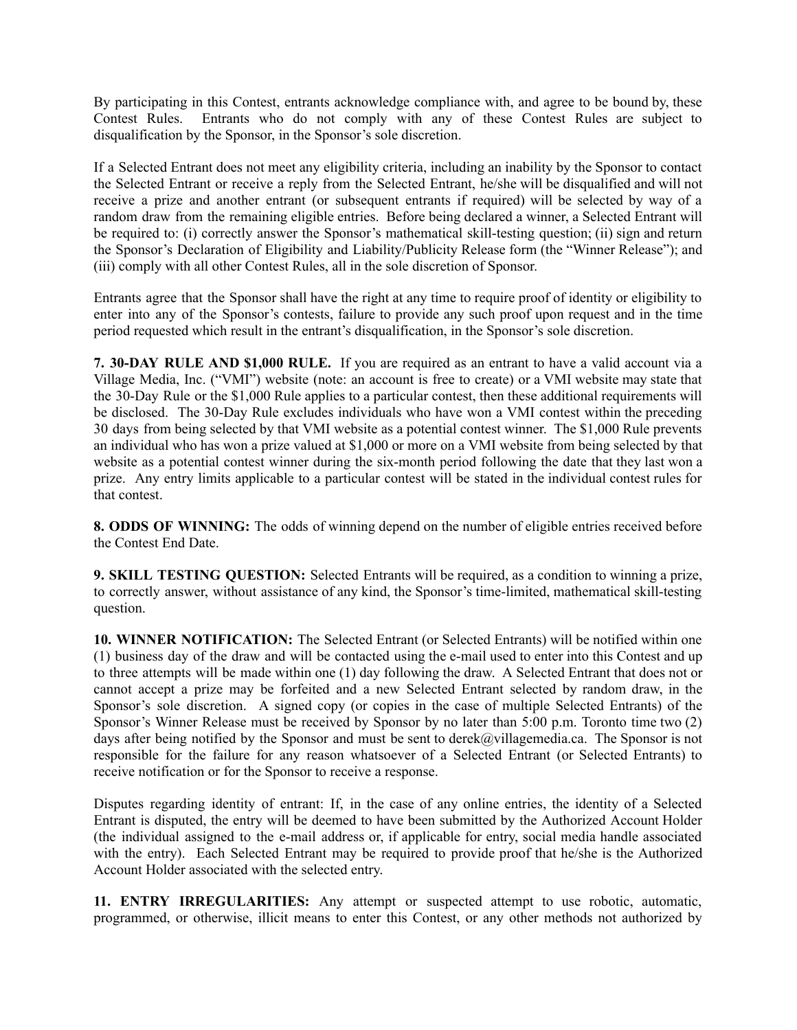By participating in this Contest, entrants acknowledge compliance with, and agree to be bound by, these Contest Rules. Entrants who do not comply with any of these Contest Rules are subject to disqualification by the Sponsor, in the Sponsor's sole discretion.

If a Selected Entrant does not meet any eligibility criteria, including an inability by the Sponsor to contact the Selected Entrant or receive a reply from the Selected Entrant, he/she will be disqualified and will not receive a prize and another entrant (or subsequent entrants if required) will be selected by way of a random draw from the remaining eligible entries. Before being declared a winner, a Selected Entrant will be required to: (i) correctly answer the Sponsor's mathematical skill-testing question; (ii) sign and return the Sponsor's Declaration of Eligibility and Liability/Publicity Release form (the "Winner Release"); and (iii) comply with all other Contest Rules, all in the sole discretion of Sponsor.

Entrants agree that the Sponsor shall have the right at any time to require proof of identity or eligibility to enter into any of the Sponsor's contests, failure to provide any such proof upon request and in the time period requested which result in the entrant's disqualification, in the Sponsor's sole discretion.

**7. 30-DAY RULE AND $1,000 RULE.** If you are required as an entrant to have a valid account via a Village Media, Inc. ("VMI") website (note: an account is free to create) or a VMI website may state that the 30-Day Rule or the $1,000 Rule applies to a particular contest, then these additional requirements will be disclosed. The 30-Day Rule excludes individuals who have won a VMI contest within the preceding 30 days from being selected by that VMI website as a potential contest winner. The $1,000 Rule prevents an individual who has won a prize valued at $1,000 or more on a VMI website from being selected by that website as a potential contest winner during the six-month period following the date that they last won a prize. Any entry limits applicable to a particular contest will be stated in the individual contest rules for that contest.

**8. ODDS OF WINNING:** The odds of winning depend on the number of eligible entries received before the Contest End Date.

**9. SKILL TESTING QUESTION:** Selected Entrants will be required, as a condition to winning a prize, to correctly answer, without assistance of any kind, the Sponsor's time-limited, mathematical skill-testing question.

**10. WINNER NOTIFICATION:** The Selected Entrant (or Selected Entrants) will be notified within one (1) business day of the draw and will be contacted using the e-mail used to enter into this Contest and up to three attempts will be made within one (1) day following the draw. A Selected Entrant that does not or cannot accept a prize may be forfeited and a new Selected Entrant selected by random draw, in the Sponsor's sole discretion. A signed copy (or copies in the case of multiple Selected Entrants) of the Sponsor's Winner Release must be received by Sponsor by no later than 5:00 p.m. Toronto time two (2) days after being notified by the Sponsor and must be sent to derek@villagemedia.ca. The Sponsor is not responsible for the failure for any reason whatsoever of a Selected Entrant (or Selected Entrants) to receive notification or for the Sponsor to receive a response.

Disputes regarding identity of entrant: If, in the case of any online entries, the identity of a Selected Entrant is disputed, the entry will be deemed to have been submitted by the Authorized Account Holder (the individual assigned to the e-mail address or, if applicable for entry, social media handle associated with the entry). Each Selected Entrant may be required to provide proof that he/she is the Authorized Account Holder associated with the selected entry.

**11. ENTRY IRREGULARITIES:** Any attempt or suspected attempt to use robotic, automatic, programmed, or otherwise, illicit means to enter this Contest, or any other methods not authorized by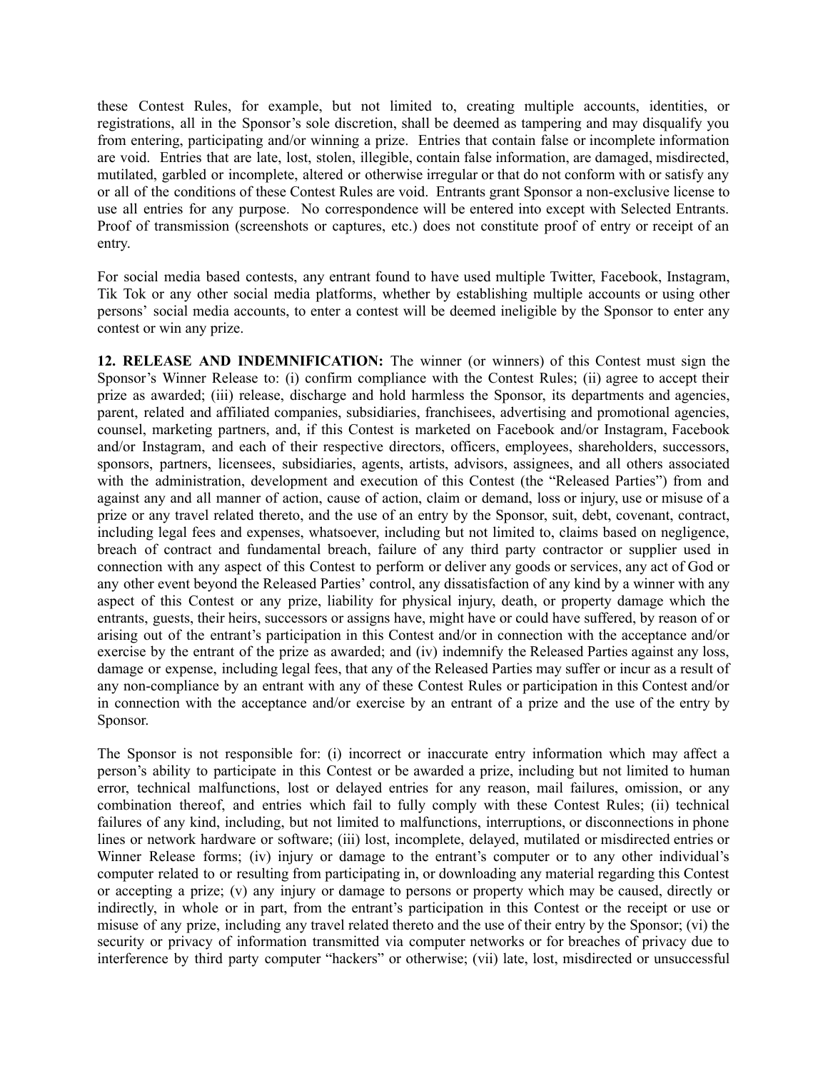these Contest Rules, for example, but not limited to, creating multiple accounts, identities, or registrations, all in the Sponsor's sole discretion, shall be deemed as tampering and may disqualify you from entering, participating and/or winning a prize. Entries that contain false or incomplete information are void. Entries that are late, lost, stolen, illegible, contain false information, are damaged, misdirected, mutilated, garbled or incomplete, altered or otherwise irregular or that do not conform with or satisfy any or all of the conditions of these Contest Rules are void. Entrants grant Sponsor a non-exclusive license to use all entries for any purpose. No correspondence will be entered into except with Selected Entrants. Proof of transmission (screenshots or captures, etc.) does not constitute proof of entry or receipt of an entry.

For social media based contests, any entrant found to have used multiple Twitter, Facebook, Instagram, Tik Tok or any other social media platforms, whether by establishing multiple accounts or using other persons' social media accounts, to enter a contest will be deemed ineligible by the Sponsor to enter any contest or win any prize.

**12. RELEASE AND INDEMNIFICATION:** The winner (or winners) of this Contest must sign the Sponsor's Winner Release to: (i) confirm compliance with the Contest Rules; (ii) agree to accept their prize as awarded; (iii) release, discharge and hold harmless the Sponsor, its departments and agencies, parent, related and affiliated companies, subsidiaries, franchisees, advertising and promotional agencies, counsel, marketing partners, and, if this Contest is marketed on Facebook and/or Instagram, Facebook and/or Instagram, and each of their respective directors, officers, employees, shareholders, successors, sponsors, partners, licensees, subsidiaries, agents, artists, advisors, assignees, and all others associated with the administration, development and execution of this Contest (the "Released Parties") from and against any and all manner of action, cause of action, claim or demand, loss or injury, use or misuse of a prize or any travel related thereto, and the use of an entry by the Sponsor, suit, debt, covenant, contract, including legal fees and expenses, whatsoever, including but not limited to, claims based on negligence, breach of contract and fundamental breach, failure of any third party contractor or supplier used in connection with any aspect of this Contest to perform or deliver any goods or services, any act of God or any other event beyond the Released Parties' control, any dissatisfaction of any kind by a winner with any aspect of this Contest or any prize, liability for physical injury, death, or property damage which the entrants, guests, their heirs, successors or assigns have, might have or could have suffered, by reason of or arising out of the entrant's participation in this Contest and/or in connection with the acceptance and/or exercise by the entrant of the prize as awarded; and (iv) indemnify the Released Parties against any loss, damage or expense, including legal fees, that any of the Released Parties may suffer or incur as a result of any non-compliance by an entrant with any of these Contest Rules or participation in this Contest and/or in connection with the acceptance and/or exercise by an entrant of a prize and the use of the entry by Sponsor.

The Sponsor is not responsible for: (i) incorrect or inaccurate entry information which may affect a person's ability to participate in this Contest or be awarded a prize, including but not limited to human error, technical malfunctions, lost or delayed entries for any reason, mail failures, omission, or any combination thereof, and entries which fail to fully comply with these Contest Rules; (ii) technical failures of any kind, including, but not limited to malfunctions, interruptions, or disconnections in phone lines or network hardware or software; (iii) lost, incomplete, delayed, mutilated or misdirected entries or Winner Release forms; (iv) injury or damage to the entrant's computer or to any other individual's computer related to or resulting from participating in, or downloading any material regarding this Contest or accepting a prize; (v) any injury or damage to persons or property which may be caused, directly or indirectly, in whole or in part, from the entrant's participation in this Contest or the receipt or use or misuse of any prize, including any travel related thereto and the use of their entry by the Sponsor; (vi) the security or privacy of information transmitted via computer networks or for breaches of privacy due to interference by third party computer "hackers" or otherwise; (vii) late, lost, misdirected or unsuccessful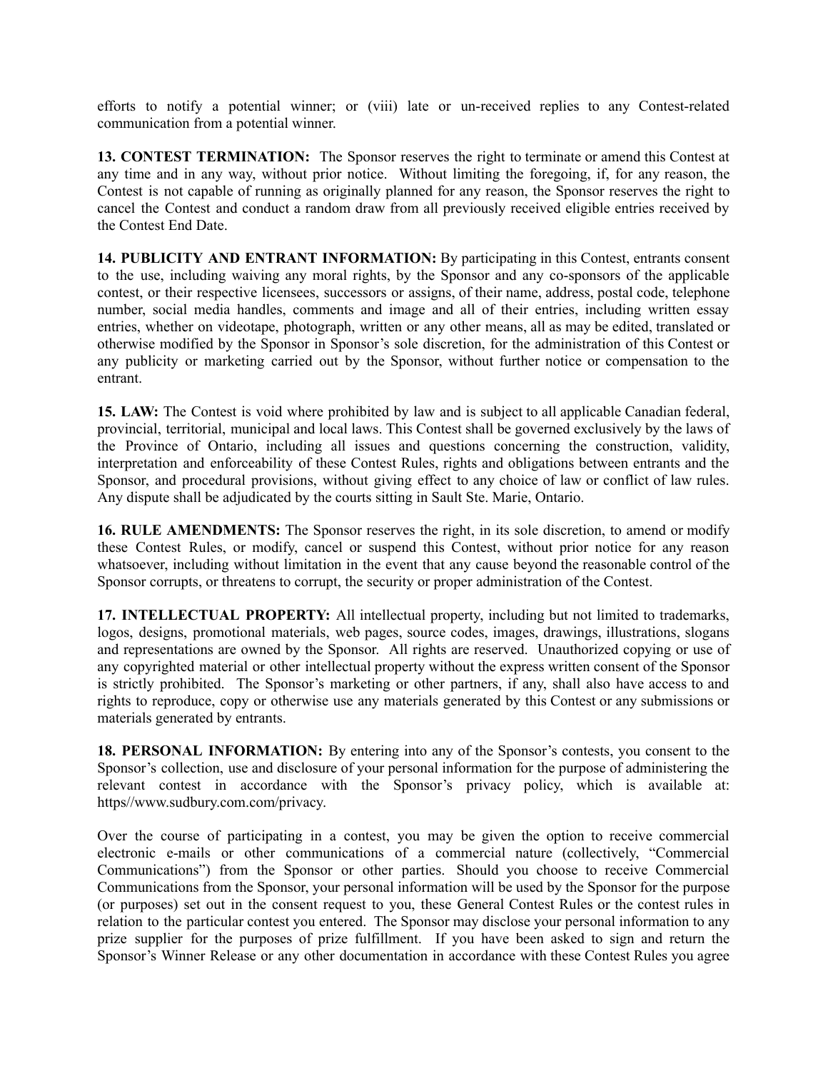efforts to notify a potential winner; or (viii) late or un-received replies to any Contest-related communication from a potential winner.

**13. CONTEST TERMINATION:** The Sponsor reserves the right to terminate or amend this Contest at any time and in any way, without prior notice. Without limiting the foregoing, if, for any reason, the Contest is not capable of running as originally planned for any reason, the Sponsor reserves the right to cancel the Contest and conduct a random draw from all previously received eligible entries received by the Contest End Date.

**14. PUBLICITY AND ENTRANT INFORMATION:** By participating in this Contest, entrants consent to the use, including waiving any moral rights, by the Sponsor and any co-sponsors of the applicable contest, or their respective licensees, successors or assigns, of their name, address, postal code, telephone number, social media handles, comments and image and all of their entries, including written essay entries, whether on videotape, photograph, written or any other means, all as may be edited, translated or otherwise modified by the Sponsor in Sponsor's sole discretion, for the administration of this Contest or any publicity or marketing carried out by the Sponsor, without further notice or compensation to the entrant.

**15. LAW:** The Contest is void where prohibited by law and is subject to all applicable Canadian federal, provincial, territorial, municipal and local laws. This Contest shall be governed exclusively by the laws of the Province of Ontario, including all issues and questions concerning the construction, validity, interpretation and enforceability of these Contest Rules, rights and obligations between entrants and the Sponsor, and procedural provisions, without giving effect to any choice of law or conflict of law rules. Any dispute shall be adjudicated by the courts sitting in Sault Ste. Marie, Ontario.

**16. RULE AMENDMENTS:** The Sponsor reserves the right, in its sole discretion, to amend or modify these Contest Rules, or modify, cancel or suspend this Contest, without prior notice for any reason whatsoever, including without limitation in the event that any cause beyond the reasonable control of the Sponsor corrupts, or threatens to corrupt, the security or proper administration of the Contest.

**17. INTELLECTUAL PROPERTY:** All intellectual property, including but not limited to trademarks, logos, designs, promotional materials, web pages, source codes, images, drawings, illustrations, slogans and representations are owned by the Sponsor. All rights are reserved. Unauthorized copying or use of any copyrighted material or other intellectual property without the express written consent of the Sponsor is strictly prohibited. The Sponsor's marketing or other partners, if any, shall also have access to and rights to reproduce, copy or otherwise use any materials generated by this Contest or any submissions or materials generated by entrants.

**18. PERSONAL INFORMATION:** By entering into any of the Sponsor's contests, you consent to the Sponsor's collection, use and disclosure of your personal information for the purpose of administering the relevant contest in accordance with the Sponsor's privacy policy, which is available at: https//www.sudbury.com.com/privacy.

Over the course of participating in a contest, you may be given the option to receive commercial electronic e-mails or other communications of a commercial nature (collectively, "Commercial Communications") from the Sponsor or other parties. Should you choose to receive Commercial Communications from the Sponsor, your personal information will be used by the Sponsor for the purpose (or purposes) set out in the consent request to you, these General Contest Rules or the contest rules in relation to the particular contest you entered. The Sponsor may disclose your personal information to any prize supplier for the purposes of prize fulfillment. If you have been asked to sign and return the Sponsor's Winner Release or any other documentation in accordance with these Contest Rules you agree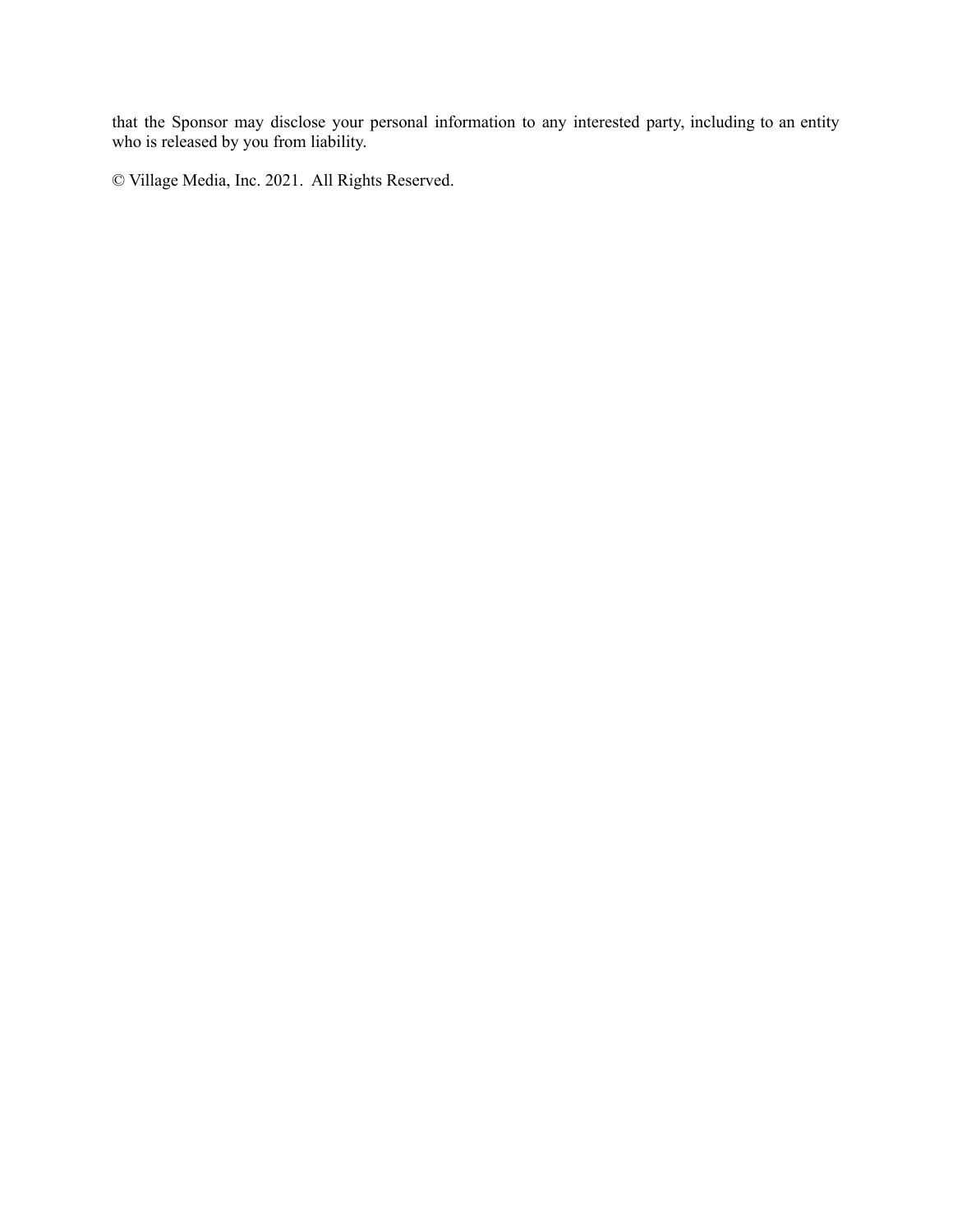that the Sponsor may disclose your personal information to any interested party, including to an entity who is released by you from liability.

© Village Media, Inc. 2021. All Rights Reserved.